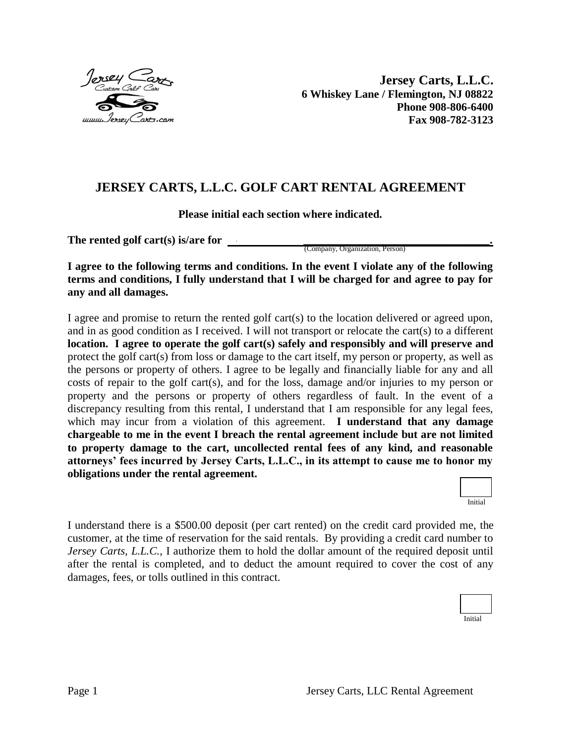**Jersey Carts, L.L.C.**
**6 Whiskey Lane / Flemington, NJ 08822**
**Phone 908-806-6400**
**Fax 908-782-3123**

## JERSEY CARTS, L.L.C. GOLF CART RENTAL AGREEMENT

**Please initial each section where indicated.**

**The rented golf cart(s) is/are for ______________________________________.**
(Company, Organization, Person)

**I agree to the following terms and conditions. In the event I violate any of the following terms and conditions, I fully understand that I will be charged for and agree to pay for any and all damages.**

I agree and promise to return the rented golf cart(s) to the location delivered or agreed upon, and in as good condition as I received. I will not transport or relocate the cart(s) to a different **location. I agree to operate the golf cart(s) safely and responsibly and will preserve and** protect the golf cart(s) from loss or damage to the cart itself, my person or property, as well as the persons or property of others. I agree to be legally and financially liable for any and all costs of repair to the golf cart(s), and for the loss, damage and/or injuries to my person or property and the persons or property of others regardless of fault. In the event of a discrepancy resulting from this rental, I understand that I am responsible for any legal fees, which may incur from a violation of this agreement. **I understand that any damage chargeable to me in the event I breach the rental agreement include but are not limited to property damage to the cart, uncollected rental fees of any kind, and reasonable attorneys' fees incurred by Jersey Carts, L.L.C., in its attempt to cause me to honor my obligations under the rental agreement.**

Initial ______

I understand there is a $500.00 deposit (per cart rented) on the credit card provided me, the customer, at the time of reservation for the said rentals. By providing a credit card number to *Jersey Carts, L.L.C.*, I authorize them to hold the dollar amount of the required deposit until after the rental is completed, and to deduct the amount required to cover the cost of any damages, fees, or tolls outlined in this contract.

Initial ______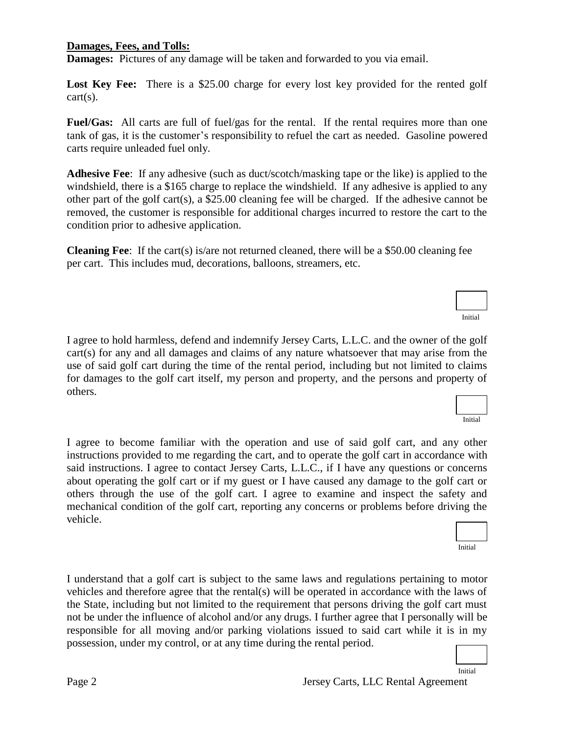**Damages, Fees, and Tolls:**

**Damages:** Pictures of any damage will be taken and forwarded to you via email.

**Lost Key Fee:** There is a $25.00 charge for every lost key provided for the rented golf cart(s).

**Fuel/Gas:** All carts are full of fuel/gas for the rental. If the rental requires more than one tank of gas, it is the customer's responsibility to refuel the cart as needed. Gasoline powered carts require unleaded fuel only.

**Adhesive Fee**: If any adhesive (such as duct/scotch/masking tape or the like) is applied to the windshield, there is a $165 charge to replace the windshield. If any adhesive is applied to any other part of the golf cart(s), a $25.00 cleaning fee will be charged. If the adhesive cannot be removed, the customer is responsible for additional charges incurred to restore the cart to the condition prior to adhesive application.

**Cleaning Fee**: If the cart(s) is/are not returned cleaned, there will be a $50.00 cleaning fee per cart. This includes mud, decorations, balloons, streamers, etc.

Initial

I agree to hold harmless, defend and indemnify Jersey Carts, L.L.C. and the owner of the golf cart(s) for any and all damages and claims of any nature whatsoever that may arise from the use of said golf cart during the time of the rental period, including but not limited to claims for damages to the golf cart itself, my person and property, and the persons and property of others.

Initial

I agree to become familiar with the operation and use of said golf cart, and any other instructions provided to me regarding the cart, and to operate the golf cart in accordance with said instructions. I agree to contact Jersey Carts, L.L.C., if I have any questions or concerns about operating the golf cart or if my guest or I have caused any damage to the golf cart or others through the use of the golf cart. I agree to examine and inspect the safety and mechanical condition of the golf cart, reporting any concerns or problems before driving the vehicle.

Initial

I understand that a golf cart is subject to the same laws and regulations pertaining to motor vehicles and therefore agree that the rental(s) will be operated in accordance with the laws of the State, including but not limited to the requirement that persons driving the golf cart must not be under the influence of alcohol and/or any drugs. I further agree that I personally will be responsible for all moving and/or parking violations issued to said cart while it is in my possession, under my control, or at any time during the rental period.

Initial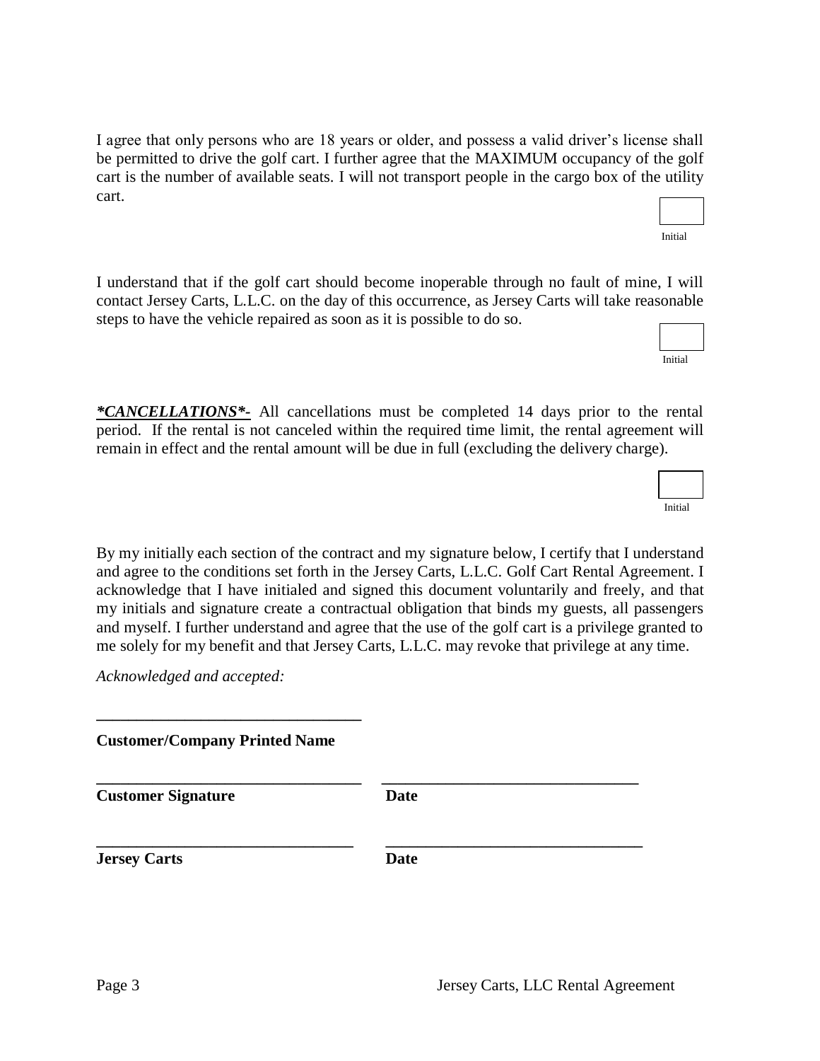I agree that only persons who are 18 years or older, and possess a valid driver's license shall be permitted to drive the golf cart. I further agree that the MAXIMUM occupancy of the golf cart is the number of available seats. I will not transport people in the cargo box of the utility cart.

Initial

I understand that if the golf cart should become inoperable through no fault of mine, I will contact Jersey Carts, L.L.C. on the day of this occurrence, as Jersey Carts will take reasonable steps to have the vehicle repaired as soon as it is possible to do so.

Initial

***CANCELLATIONS*-*** All cancellations must be completed 14 days prior to the rental period. If the rental is not canceled within the required time limit, the rental agreement will remain in effect and the rental amount will be due in full (excluding the delivery charge).

Initial

By my initially each section of the contract and my signature below, I certify that I understand and agree to the conditions set forth in the Jersey Carts, L.L.C. Golf Cart Rental Agreement. I acknowledge that I have initialed and signed this document voluntarily and freely, and that my initials and signature create a contractual obligation that binds my guests, all passengers and myself. I further understand and agree that the use of the golf cart is a privilege granted to me solely for my benefit and that Jersey Carts, L.L.C. may revoke that privilege at any time.

*Acknowledged and accepted:*

\_\_\_\_\_\_\_\_\_\_\_\_\_\_\_\_\_\_\_\_\_\_\_\_\_\_\_\_\_\_\_\_

**Customer/Company Printed Name**

\_\_\_\_\_\_\_\_\_\_\_\_\_\_\_\_\_\_\_\_\_\_\_\_\_\_\_\_\_\_\_\_ \_\_\_\_\_\_\_\_\_\_\_\_\_\_\_\_\_\_\_\_\_\_\_\_\_\_\_\_\_\_\_\_

**Customer Signature** **Date**

\_\_\_\_\_\_\_\_\_\_\_\_\_\_\_\_\_\_\_\_\_\_\_\_\_\_\_\_\_\_\_\_ \_\_\_\_\_\_\_\_\_\_\_\_\_\_\_\_\_\_\_\_\_\_\_\_\_\_\_\_\_\_\_\_

**Jersey Carts** **Date**